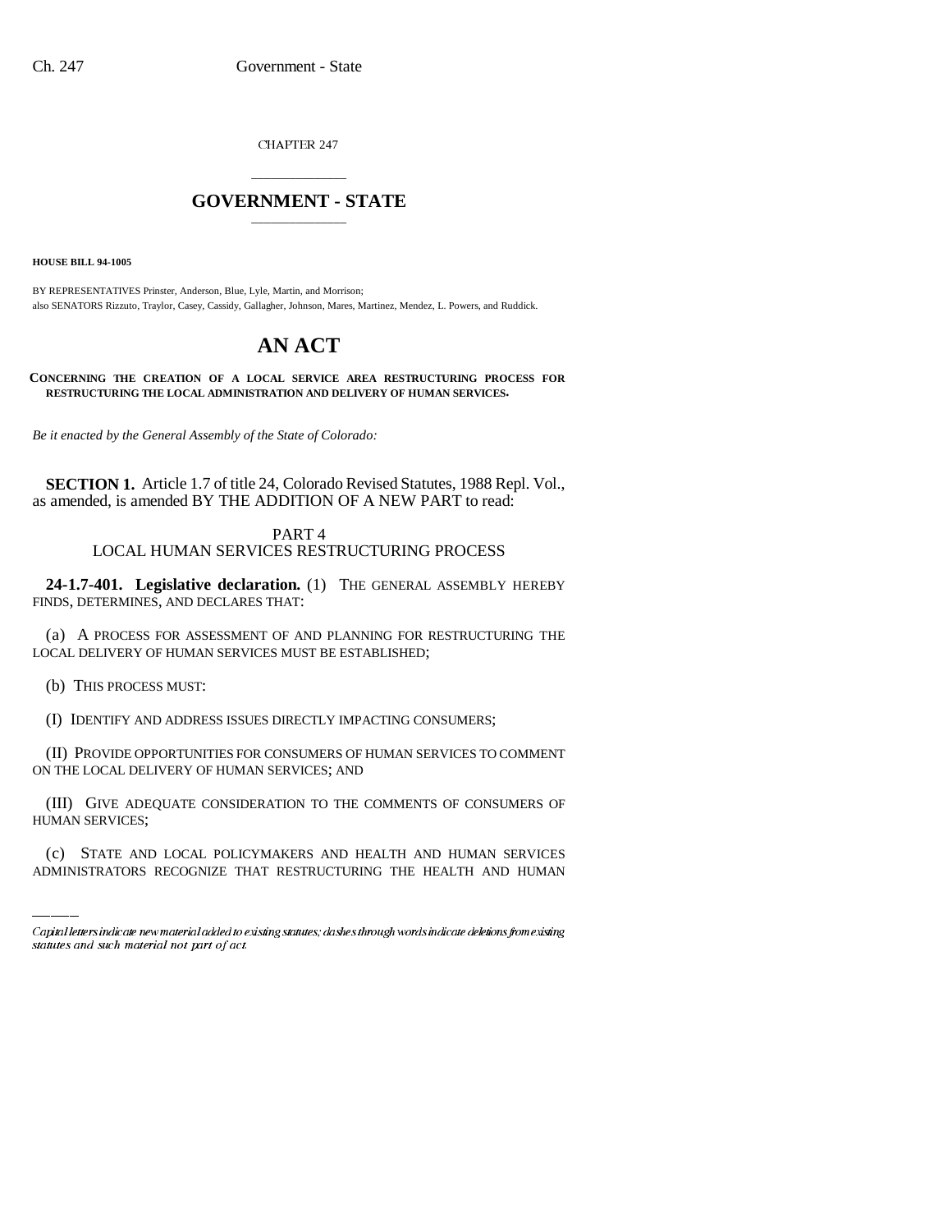CHAPTER 247

# GOVERNMENT - STATE

**HOUSE BILL 94-1005**

BY REPRESENTATIVES Prinster, Anderson, Blue, Lyle, Martin, and Morrison;
also SENATORS Rizzuto, Traylor, Casey, Cassidy, Gallagher, Johnson, Mares, Martinez, Mendez, L. Powers, and Ruddick.

# AN ACT

**CONCERNING THE CREATION OF A LOCAL SERVICE AREA RESTRUCTURING PROCESS FOR RESTRUCTURING THE LOCAL ADMINISTRATION AND DELIVERY OF HUMAN SERVICES.**

*Be it enacted by the General Assembly of the State of Colorado:*

**SECTION 1.** Article 1.7 of title 24, Colorado Revised Statutes, 1988 Repl. Vol., as amended, is amended BY THE ADDITION OF A NEW PART to read:

PART 4
LOCAL HUMAN SERVICES RESTRUCTURING PROCESS

**24-1.7-401. Legislative declaration.** (1) THE GENERAL ASSEMBLY HEREBY FINDS, DETERMINES, AND DECLARES THAT:

(a) A PROCESS FOR ASSESSMENT OF AND PLANNING FOR RESTRUCTURING THE LOCAL DELIVERY OF HUMAN SERVICES MUST BE ESTABLISHED;

(b) THIS PROCESS MUST:

(I) IDENTIFY AND ADDRESS ISSUES DIRECTLY IMPACTING CONSUMERS;

(II) PROVIDE OPPORTUNITIES FOR CONSUMERS OF HUMAN SERVICES TO COMMENT ON THE LOCAL DELIVERY OF HUMAN SERVICES; AND

(III) GIVE ADEQUATE CONSIDERATION TO THE COMMENTS OF CONSUMERS OF HUMAN SERVICES;

(c) STATE AND LOCAL POLICYMAKERS AND HEALTH AND HUMAN SERVICES ADMINISTRATORS RECOGNIZE THAT RESTRUCTURING THE HEALTH AND HUMAN

Capital letters indicate new material added to existing statutes; dashes through words indicate deletions from existing statutes and such material not part of act.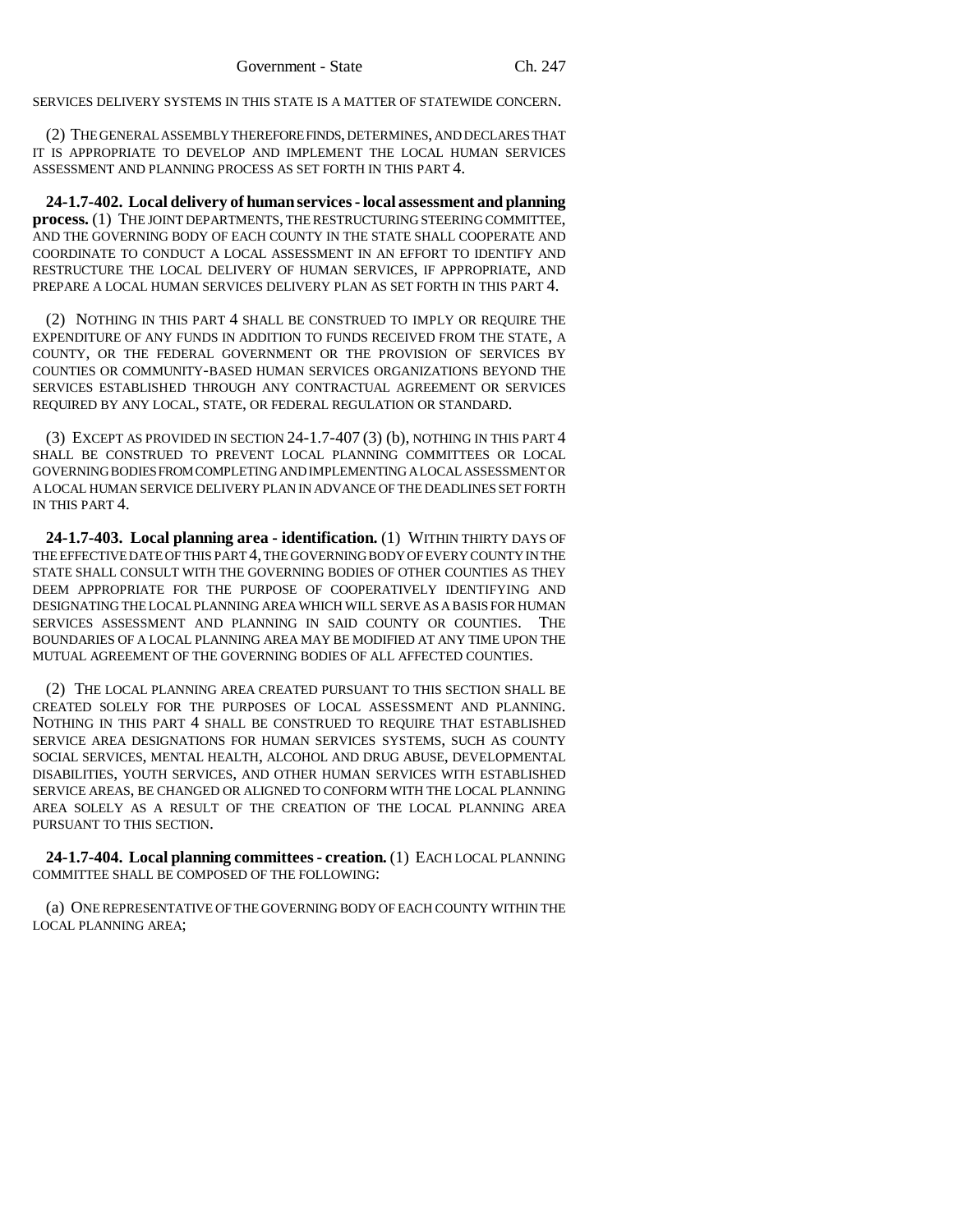SERVICES DELIVERY SYSTEMS IN THIS STATE IS A MATTER OF STATEWIDE CONCERN.

(2) THE GENERAL ASSEMBLY THEREFORE FINDS, DETERMINES, AND DECLARES THAT IT IS APPROPRIATE TO DEVELOP AND IMPLEMENT THE LOCAL HUMAN SERVICES ASSESSMENT AND PLANNING PROCESS AS SET FORTH IN THIS PART 4.

**24-1.7-402. Local delivery of human services - local assessment and planning process.** (1) THE JOINT DEPARTMENTS, THE RESTRUCTURING STEERING COMMITTEE, AND THE GOVERNING BODY OF EACH COUNTY IN THE STATE SHALL COOPERATE AND COORDINATE TO CONDUCT A LOCAL ASSESSMENT IN AN EFFORT TO IDENTIFY AND RESTRUCTURE THE LOCAL DELIVERY OF HUMAN SERVICES, IF APPROPRIATE, AND PREPARE A LOCAL HUMAN SERVICES DELIVERY PLAN AS SET FORTH IN THIS PART 4.

(2) NOTHING IN THIS PART 4 SHALL BE CONSTRUED TO IMPLY OR REQUIRE THE EXPENDITURE OF ANY FUNDS IN ADDITION TO FUNDS RECEIVED FROM THE STATE, A COUNTY, OR THE FEDERAL GOVERNMENT OR THE PROVISION OF SERVICES BY COUNTIES OR COMMUNITY-BASED HUMAN SERVICES ORGANIZATIONS BEYOND THE SERVICES ESTABLISHED THROUGH ANY CONTRACTUAL AGREEMENT OR SERVICES REQUIRED BY ANY LOCAL, STATE, OR FEDERAL REGULATION OR STANDARD.

(3) EXCEPT AS PROVIDED IN SECTION 24-1.7-407 (3) (b), NOTHING IN THIS PART 4 SHALL BE CONSTRUED TO PREVENT LOCAL PLANNING COMMITTEES OR LOCAL GOVERNING BODIES FROM COMPLETING AND IMPLEMENTING A LOCAL ASSESSMENT OR A LOCAL HUMAN SERVICE DELIVERY PLAN IN ADVANCE OF THE DEADLINES SET FORTH IN THIS PART 4.

**24-1.7-403. Local planning area - identification.** (1) WITHIN THIRTY DAYS OF THE EFFECTIVE DATE OF THIS PART 4, THE GOVERNING BODY OF EVERY COUNTY IN THE STATE SHALL CONSULT WITH THE GOVERNING BODIES OF OTHER COUNTIES AS THEY DEEM APPROPRIATE FOR THE PURPOSE OF COOPERATIVELY IDENTIFYING AND DESIGNATING THE LOCAL PLANNING AREA WHICH WILL SERVE AS A BASIS FOR HUMAN SERVICES ASSESSMENT AND PLANNING IN SAID COUNTY OR COUNTIES. THE BOUNDARIES OF A LOCAL PLANNING AREA MAY BE MODIFIED AT ANY TIME UPON THE MUTUAL AGREEMENT OF THE GOVERNING BODIES OF ALL AFFECTED COUNTIES.

(2) THE LOCAL PLANNING AREA CREATED PURSUANT TO THIS SECTION SHALL BE CREATED SOLELY FOR THE PURPOSES OF LOCAL ASSESSMENT AND PLANNING. NOTHING IN THIS PART 4 SHALL BE CONSTRUED TO REQUIRE THAT ESTABLISHED SERVICE AREA DESIGNATIONS FOR HUMAN SERVICES SYSTEMS, SUCH AS COUNTY SOCIAL SERVICES, MENTAL HEALTH, ALCOHOL AND DRUG ABUSE, DEVELOPMENTAL DISABILITIES, YOUTH SERVICES, AND OTHER HUMAN SERVICES WITH ESTABLISHED SERVICE AREAS, BE CHANGED OR ALIGNED TO CONFORM WITH THE LOCAL PLANNING AREA SOLELY AS A RESULT OF THE CREATION OF THE LOCAL PLANNING AREA PURSUANT TO THIS SECTION.

**24-1.7-404. Local planning committees - creation.** (1) EACH LOCAL PLANNING COMMITTEE SHALL BE COMPOSED OF THE FOLLOWING:

(a) ONE REPRESENTATIVE OF THE GOVERNING BODY OF EACH COUNTY WITHIN THE LOCAL PLANNING AREA;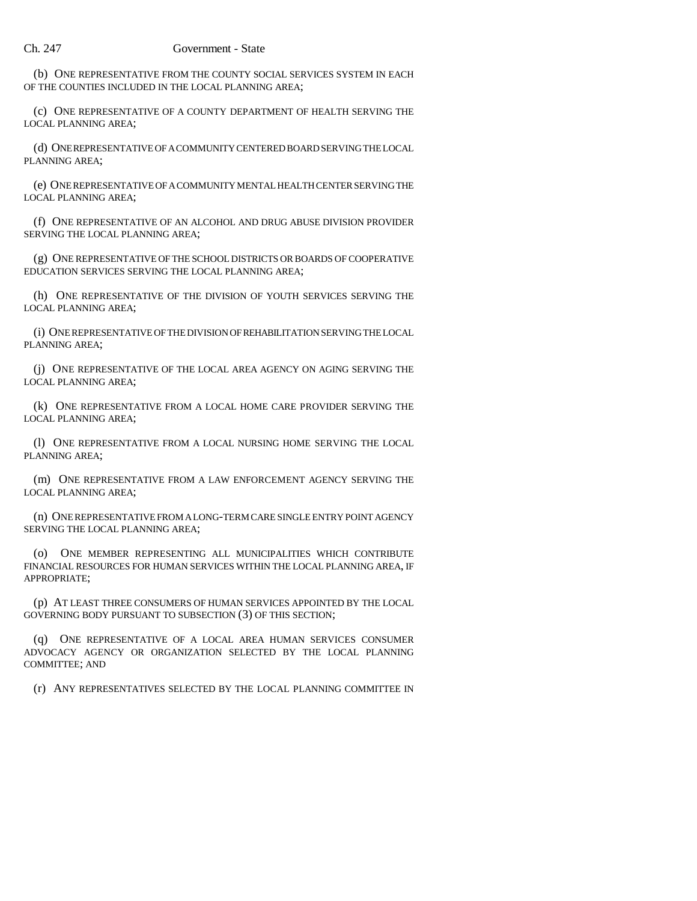(b) ONE REPRESENTATIVE FROM THE COUNTY SOCIAL SERVICES SYSTEM IN EACH OF THE COUNTIES INCLUDED IN THE LOCAL PLANNING AREA;

(c) ONE REPRESENTATIVE OF A COUNTY DEPARTMENT OF HEALTH SERVING THE LOCAL PLANNING AREA;

(d) ONE REPRESENTATIVE OF A COMMUNITY CENTERED BOARD SERVING THE LOCAL PLANNING AREA;

(e) ONE REPRESENTATIVE OF A COMMUNITY MENTAL HEALTH CENTER SERVING THE LOCAL PLANNING AREA;

(f) ONE REPRESENTATIVE OF AN ALCOHOL AND DRUG ABUSE DIVISION PROVIDER SERVING THE LOCAL PLANNING AREA;

(g) ONE REPRESENTATIVE OF THE SCHOOL DISTRICTS OR BOARDS OF COOPERATIVE EDUCATION SERVICES SERVING THE LOCAL PLANNING AREA;

(h) ONE REPRESENTATIVE OF THE DIVISION OF YOUTH SERVICES SERVING THE LOCAL PLANNING AREA;

(i) ONE REPRESENTATIVE OF THE DIVISION OF REHABILITATION SERVING THE LOCAL PLANNING AREA;

(j) ONE REPRESENTATIVE OF THE LOCAL AREA AGENCY ON AGING SERVING THE LOCAL PLANNING AREA;

(k) ONE REPRESENTATIVE FROM A LOCAL HOME CARE PROVIDER SERVING THE LOCAL PLANNING AREA;

(l) ONE REPRESENTATIVE FROM A LOCAL NURSING HOME SERVING THE LOCAL PLANNING AREA;

(m) ONE REPRESENTATIVE FROM A LAW ENFORCEMENT AGENCY SERVING THE LOCAL PLANNING AREA;

(n) ONE REPRESENTATIVE FROM A LONG-TERM CARE SINGLE ENTRY POINT AGENCY SERVING THE LOCAL PLANNING AREA;

(o) ONE MEMBER REPRESENTING ALL MUNICIPALITIES WHICH CONTRIBUTE FINANCIAL RESOURCES FOR HUMAN SERVICES WITHIN THE LOCAL PLANNING AREA, IF APPROPRIATE;

(p) AT LEAST THREE CONSUMERS OF HUMAN SERVICES APPOINTED BY THE LOCAL GOVERNING BODY PURSUANT TO SUBSECTION (3) OF THIS SECTION;

(q) ONE REPRESENTATIVE OF A LOCAL AREA HUMAN SERVICES CONSUMER ADVOCACY AGENCY OR ORGANIZATION SELECTED BY THE LOCAL PLANNING COMMITTEE; AND

(r) ANY REPRESENTATIVES SELECTED BY THE LOCAL PLANNING COMMITTEE IN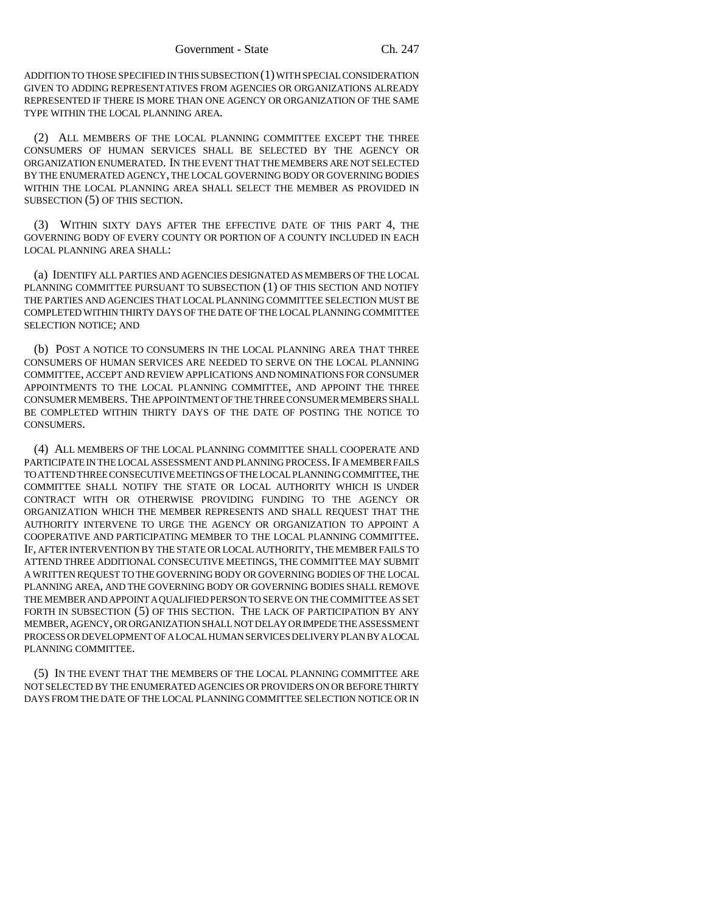ADDITION TO THOSE SPECIFIED IN THIS SUBSECTION (1) WITH SPECIAL CONSIDERATION GIVEN TO ADDING REPRESENTATIVES FROM AGENCIES OR ORGANIZATIONS ALREADY REPRESENTED IF THERE IS MORE THAN ONE AGENCY OR ORGANIZATION OF THE SAME TYPE WITHIN THE LOCAL PLANNING AREA.

(2) ALL MEMBERS OF THE LOCAL PLANNING COMMITTEE EXCEPT THE THREE CONSUMERS OF HUMAN SERVICES SHALL BE SELECTED BY THE AGENCY OR ORGANIZATION ENUMERATED. IN THE EVENT THAT THE MEMBERS ARE NOT SELECTED BY THE ENUMERATED AGENCY, THE LOCAL GOVERNING BODY OR GOVERNING BODIES WITHIN THE LOCAL PLANNING AREA SHALL SELECT THE MEMBER AS PROVIDED IN SUBSECTION (5) OF THIS SECTION.

(3) WITHIN SIXTY DAYS AFTER THE EFFECTIVE DATE OF THIS PART 4, THE GOVERNING BODY OF EVERY COUNTY OR PORTION OF A COUNTY INCLUDED IN EACH LOCAL PLANNING AREA SHALL:

(a) IDENTIFY ALL PARTIES AND AGENCIES DESIGNATED AS MEMBERS OF THE LOCAL PLANNING COMMITTEE PURSUANT TO SUBSECTION (1) OF THIS SECTION AND NOTIFY THE PARTIES AND AGENCIES THAT LOCAL PLANNING COMMITTEE SELECTION MUST BE COMPLETED WITHIN THIRTY DAYS OF THE DATE OF THE LOCAL PLANNING COMMITTEE SELECTION NOTICE; AND

(b) POST A NOTICE TO CONSUMERS IN THE LOCAL PLANNING AREA THAT THREE CONSUMERS OF HUMAN SERVICES ARE NEEDED TO SERVE ON THE LOCAL PLANNING COMMITTEE, ACCEPT AND REVIEW APPLICATIONS AND NOMINATIONS FOR CONSUMER APPOINTMENTS TO THE LOCAL PLANNING COMMITTEE, AND APPOINT THE THREE CONSUMER MEMBERS. THE APPOINTMENT OF THE THREE CONSUMER MEMBERS SHALL BE COMPLETED WITHIN THIRTY DAYS OF THE DATE OF POSTING THE NOTICE TO CONSUMERS.

(4) ALL MEMBERS OF THE LOCAL PLANNING COMMITTEE SHALL COOPERATE AND PARTICIPATE IN THE LOCAL ASSESSMENT AND PLANNING PROCESS. IF A MEMBER FAILS TO ATTEND THREE CONSECUTIVE MEETINGS OF THE LOCAL PLANNING COMMITTEE, THE COMMITTEE SHALL NOTIFY THE STATE OR LOCAL AUTHORITY WHICH IS UNDER CONTRACT WITH OR OTHERWISE PROVIDING FUNDING TO THE AGENCY OR ORGANIZATION WHICH THE MEMBER REPRESENTS AND SHALL REQUEST THAT THE AUTHORITY INTERVENE TO URGE THE AGENCY OR ORGANIZATION TO APPOINT A COOPERATIVE AND PARTICIPATING MEMBER TO THE LOCAL PLANNING COMMITTEE. IF, AFTER INTERVENTION BY THE STATE OR LOCAL AUTHORITY, THE MEMBER FAILS TO ATTEND THREE ADDITIONAL CONSECUTIVE MEETINGS, THE COMMITTEE MAY SUBMIT A WRITTEN REQUEST TO THE GOVERNING BODY OR GOVERNING BODIES OF THE LOCAL PLANNING AREA, AND THE GOVERNING BODY OR GOVERNING BODIES SHALL REMOVE THE MEMBER AND APPOINT A QUALIFIED PERSON TO SERVE ON THE COMMITTEE AS SET FORTH IN SUBSECTION (5) OF THIS SECTION. THE LACK OF PARTICIPATION BY ANY MEMBER, AGENCY, OR ORGANIZATION SHALL NOT DELAY OR IMPEDE THE ASSESSMENT PROCESS OR DEVELOPMENT OF A LOCAL HUMAN SERVICES DELIVERY PLAN BY A LOCAL PLANNING COMMITTEE.

(5) IN THE EVENT THAT THE MEMBERS OF THE LOCAL PLANNING COMMITTEE ARE NOT SELECTED BY THE ENUMERATED AGENCIES OR PROVIDERS ON OR BEFORE THIRTY DAYS FROM THE DATE OF THE LOCAL PLANNING COMMITTEE SELECTION NOTICE OR IN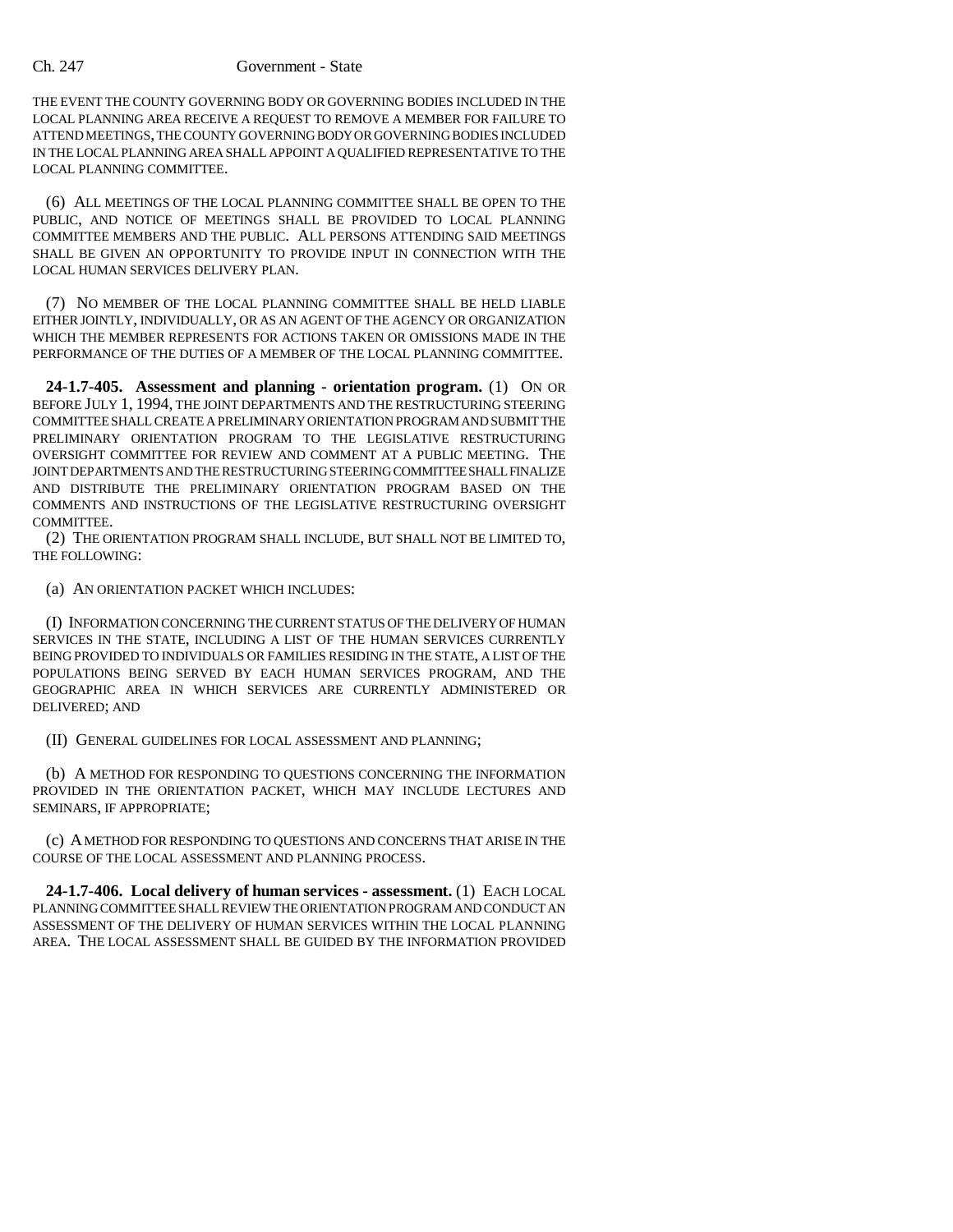THE EVENT THE COUNTY GOVERNING BODY OR GOVERNING BODIES INCLUDED IN THE LOCAL PLANNING AREA RECEIVE A REQUEST TO REMOVE A MEMBER FOR FAILURE TO ATTEND MEETINGS, THE COUNTY GOVERNING BODY OR GOVERNING BODIES INCLUDED IN THE LOCAL PLANNING AREA SHALL APPOINT A QUALIFIED REPRESENTATIVE TO THE LOCAL PLANNING COMMITTEE.

(6) ALL MEETINGS OF THE LOCAL PLANNING COMMITTEE SHALL BE OPEN TO THE PUBLIC, AND NOTICE OF MEETINGS SHALL BE PROVIDED TO LOCAL PLANNING COMMITTEE MEMBERS AND THE PUBLIC. ALL PERSONS ATTENDING SAID MEETINGS SHALL BE GIVEN AN OPPORTUNITY TO PROVIDE INPUT IN CONNECTION WITH THE LOCAL HUMAN SERVICES DELIVERY PLAN.

(7) NO MEMBER OF THE LOCAL PLANNING COMMITTEE SHALL BE HELD LIABLE EITHER JOINTLY, INDIVIDUALLY, OR AS AN AGENT OF THE AGENCY OR ORGANIZATION WHICH THE MEMBER REPRESENTS FOR ACTIONS TAKEN OR OMISSIONS MADE IN THE PERFORMANCE OF THE DUTIES OF A MEMBER OF THE LOCAL PLANNING COMMITTEE.

**24-1.7-405. Assessment and planning - orientation program.** (1) ON OR BEFORE JULY 1, 1994, THE JOINT DEPARTMENTS AND THE RESTRUCTURING STEERING COMMITTEE SHALL CREATE A PRELIMINARY ORIENTATION PROGRAM AND SUBMIT THE PRELIMINARY ORIENTATION PROGRAM TO THE LEGISLATIVE RESTRUCTURING OVERSIGHT COMMITTEE FOR REVIEW AND COMMENT AT A PUBLIC MEETING. THE JOINT DEPARTMENTS AND THE RESTRUCTURING STEERING COMMITTEE SHALL FINALIZE AND DISTRIBUTE THE PRELIMINARY ORIENTATION PROGRAM BASED ON THE COMMENTS AND INSTRUCTIONS OF THE LEGISLATIVE RESTRUCTURING OVERSIGHT COMMITTEE.

(2) THE ORIENTATION PROGRAM SHALL INCLUDE, BUT SHALL NOT BE LIMITED TO, THE FOLLOWING:

(a) AN ORIENTATION PACKET WHICH INCLUDES:

(I) INFORMATION CONCERNING THE CURRENT STATUS OF THE DELIVERY OF HUMAN SERVICES IN THE STATE, INCLUDING A LIST OF THE HUMAN SERVICES CURRENTLY BEING PROVIDED TO INDIVIDUALS OR FAMILIES RESIDING IN THE STATE, A LIST OF THE POPULATIONS BEING SERVED BY EACH HUMAN SERVICES PROGRAM, AND THE GEOGRAPHIC AREA IN WHICH SERVICES ARE CURRENTLY ADMINISTERED OR DELIVERED; AND

(II) GENERAL GUIDELINES FOR LOCAL ASSESSMENT AND PLANNING;

(b) A METHOD FOR RESPONDING TO QUESTIONS CONCERNING THE INFORMATION PROVIDED IN THE ORIENTATION PACKET, WHICH MAY INCLUDE LECTURES AND SEMINARS, IF APPROPRIATE;

(c) A METHOD FOR RESPONDING TO QUESTIONS AND CONCERNS THAT ARISE IN THE COURSE OF THE LOCAL ASSESSMENT AND PLANNING PROCESS.

**24-1.7-406. Local delivery of human services - assessment.** (1) EACH LOCAL PLANNING COMMITTEE SHALL REVIEW THE ORIENTATION PROGRAM AND CONDUCT AN ASSESSMENT OF THE DELIVERY OF HUMAN SERVICES WITHIN THE LOCAL PLANNING AREA. THE LOCAL ASSESSMENT SHALL BE GUIDED BY THE INFORMATION PROVIDED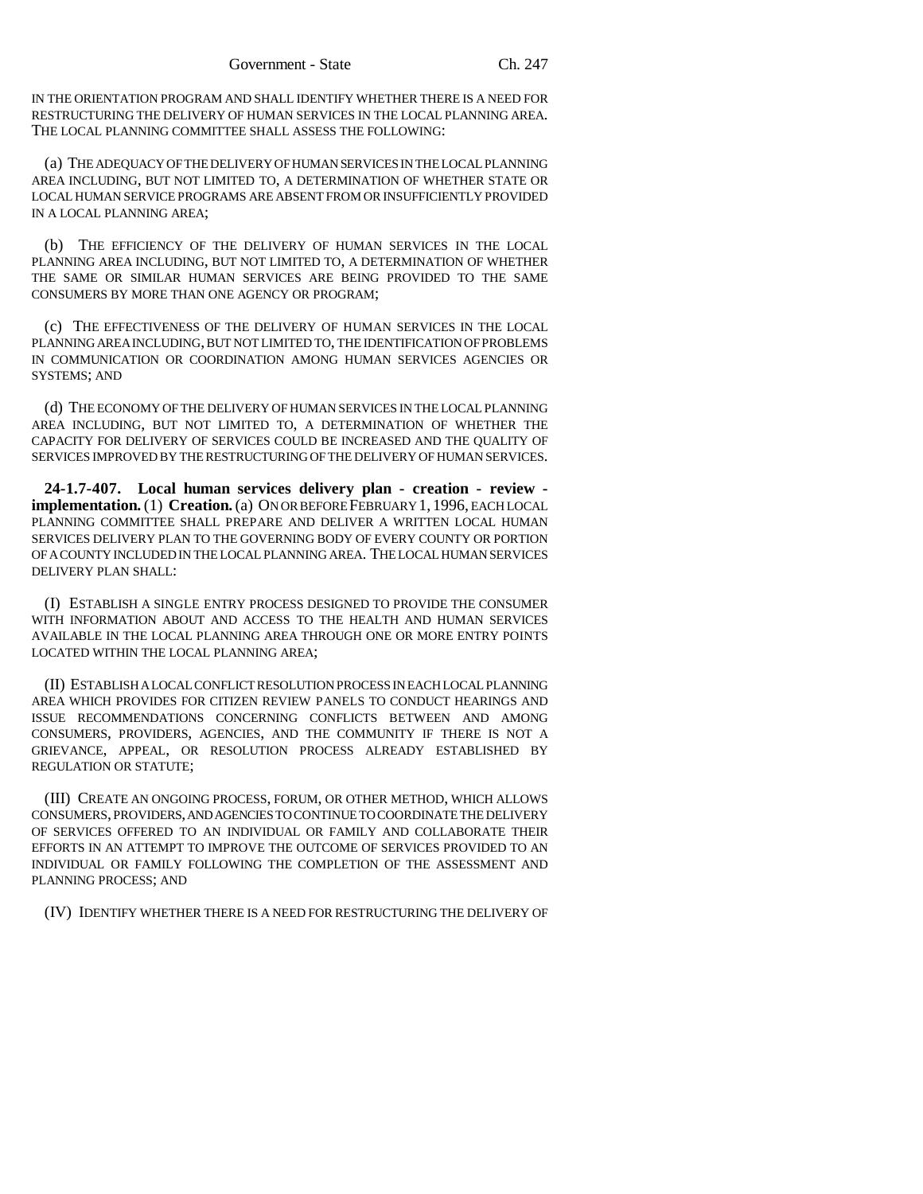IN THE ORIENTATION PROGRAM AND SHALL IDENTIFY WHETHER THERE IS A NEED FOR RESTRUCTURING THE DELIVERY OF HUMAN SERVICES IN THE LOCAL PLANNING AREA. THE LOCAL PLANNING COMMITTEE SHALL ASSESS THE FOLLOWING:

(a) THE ADEQUACY OF THE DELIVERY OF HUMAN SERVICES IN THE LOCAL PLANNING AREA INCLUDING, BUT NOT LIMITED TO, A DETERMINATION OF WHETHER STATE OR LOCAL HUMAN SERVICE PROGRAMS ARE ABSENT FROM OR INSUFFICIENTLY PROVIDED IN A LOCAL PLANNING AREA;

(b) THE EFFICIENCY OF THE DELIVERY OF HUMAN SERVICES IN THE LOCAL PLANNING AREA INCLUDING, BUT NOT LIMITED TO, A DETERMINATION OF WHETHER THE SAME OR SIMILAR HUMAN SERVICES ARE BEING PROVIDED TO THE SAME CONSUMERS BY MORE THAN ONE AGENCY OR PROGRAM;

(c) THE EFFECTIVENESS OF THE DELIVERY OF HUMAN SERVICES IN THE LOCAL PLANNING AREA INCLUDING, BUT NOT LIMITED TO, THE IDENTIFICATION OF PROBLEMS IN COMMUNICATION OR COORDINATION AMONG HUMAN SERVICES AGENCIES OR SYSTEMS; AND

(d) THE ECONOMY OF THE DELIVERY OF HUMAN SERVICES IN THE LOCAL PLANNING AREA INCLUDING, BUT NOT LIMITED TO, A DETERMINATION OF WHETHER THE CAPACITY FOR DELIVERY OF SERVICES COULD BE INCREASED AND THE QUALITY OF SERVICES IMPROVED BY THE RESTRUCTURING OF THE DELIVERY OF HUMAN SERVICES.

**24-1.7-407. Local human services delivery plan - creation - review - implementation.** (1) **Creation.** (a) ON OR BEFORE FEBRUARY 1, 1996, EACH LOCAL PLANNING COMMITTEE SHALL PREPARE AND DELIVER A WRITTEN LOCAL HUMAN SERVICES DELIVERY PLAN TO THE GOVERNING BODY OF EVERY COUNTY OR PORTION OF A COUNTY INCLUDED IN THE LOCAL PLANNING AREA. THE LOCAL HUMAN SERVICES DELIVERY PLAN SHALL:

(I) ESTABLISH A SINGLE ENTRY PROCESS DESIGNED TO PROVIDE THE CONSUMER WITH INFORMATION ABOUT AND ACCESS TO THE HEALTH AND HUMAN SERVICES AVAILABLE IN THE LOCAL PLANNING AREA THROUGH ONE OR MORE ENTRY POINTS LOCATED WITHIN THE LOCAL PLANNING AREA;

(II) ESTABLISH A LOCAL CONFLICT RESOLUTION PROCESS IN EACH LOCAL PLANNING AREA WHICH PROVIDES FOR CITIZEN REVIEW PANELS TO CONDUCT HEARINGS AND ISSUE RECOMMENDATIONS CONCERNING CONFLICTS BETWEEN AND AMONG CONSUMERS, PROVIDERS, AGENCIES, AND THE COMMUNITY IF THERE IS NOT A GRIEVANCE, APPEAL, OR RESOLUTION PROCESS ALREADY ESTABLISHED BY REGULATION OR STATUTE;

(III) CREATE AN ONGOING PROCESS, FORUM, OR OTHER METHOD, WHICH ALLOWS CONSUMERS, PROVIDERS, AND AGENCIES TO CONTINUE TO COORDINATE THE DELIVERY OF SERVICES OFFERED TO AN INDIVIDUAL OR FAMILY AND COLLABORATE THEIR EFFORTS IN AN ATTEMPT TO IMPROVE THE OUTCOME OF SERVICES PROVIDED TO AN INDIVIDUAL OR FAMILY FOLLOWING THE COMPLETION OF THE ASSESSMENT AND PLANNING PROCESS; AND

(IV) IDENTIFY WHETHER THERE IS A NEED FOR RESTRUCTURING THE DELIVERY OF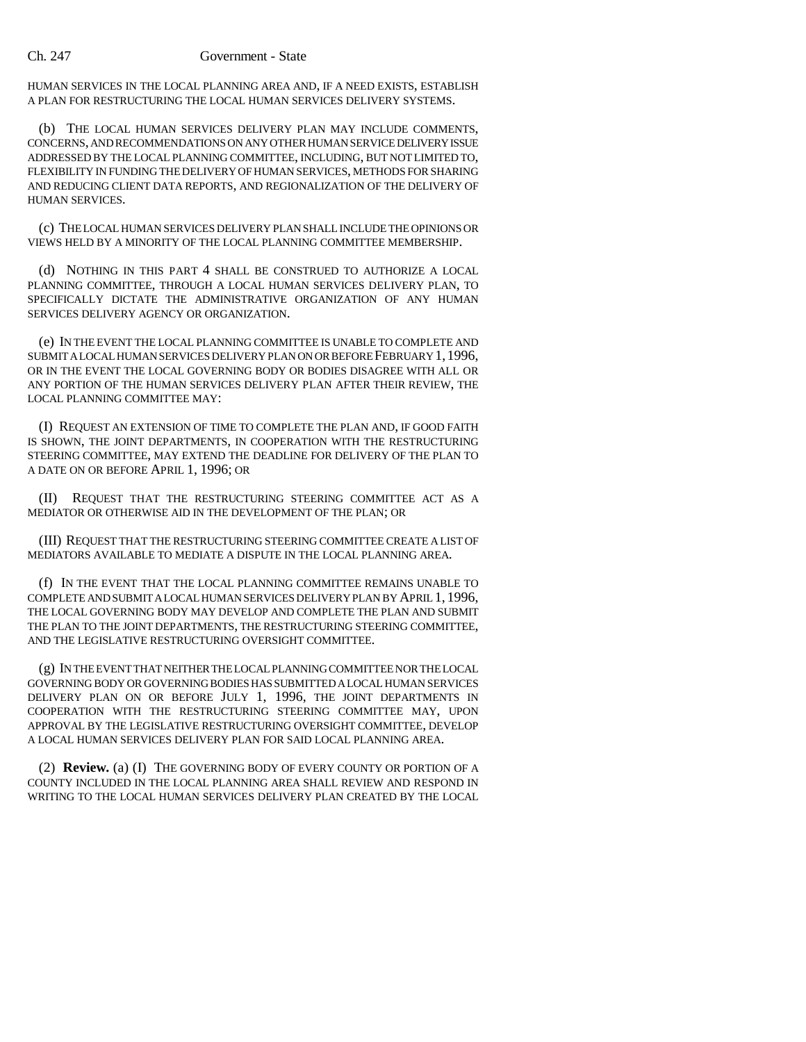HUMAN SERVICES IN THE LOCAL PLANNING AREA AND, IF A NEED EXISTS, ESTABLISH A PLAN FOR RESTRUCTURING THE LOCAL HUMAN SERVICES DELIVERY SYSTEMS.

(b) THE LOCAL HUMAN SERVICES DELIVERY PLAN MAY INCLUDE COMMENTS, CONCERNS, AND RECOMMENDATIONS ON ANY OTHER HUMAN SERVICE DELIVERY ISSUE ADDRESSED BY THE LOCAL PLANNING COMMITTEE, INCLUDING, BUT NOT LIMITED TO, FLEXIBILITY IN FUNDING THE DELIVERY OF HUMAN SERVICES, METHODS FOR SHARING AND REDUCING CLIENT DATA REPORTS, AND REGIONALIZATION OF THE DELIVERY OF HUMAN SERVICES.

(c) THE LOCAL HUMAN SERVICES DELIVERY PLAN SHALL INCLUDE THE OPINIONS OR VIEWS HELD BY A MINORITY OF THE LOCAL PLANNING COMMITTEE MEMBERSHIP.

(d) NOTHING IN THIS PART 4 SHALL BE CONSTRUED TO AUTHORIZE A LOCAL PLANNING COMMITTEE, THROUGH A LOCAL HUMAN SERVICES DELIVERY PLAN, TO SPECIFICALLY DICTATE THE ADMINISTRATIVE ORGANIZATION OF ANY HUMAN SERVICES DELIVERY AGENCY OR ORGANIZATION.

(e) IN THE EVENT THE LOCAL PLANNING COMMITTEE IS UNABLE TO COMPLETE AND SUBMIT A LOCAL HUMAN SERVICES DELIVERY PLAN ON OR BEFORE FEBRUARY 1, 1996, OR IN THE EVENT THE LOCAL GOVERNING BODY OR BODIES DISAGREE WITH ALL OR ANY PORTION OF THE HUMAN SERVICES DELIVERY PLAN AFTER THEIR REVIEW, THE LOCAL PLANNING COMMITTEE MAY:

(I) REQUEST AN EXTENSION OF TIME TO COMPLETE THE PLAN AND, IF GOOD FAITH IS SHOWN, THE JOINT DEPARTMENTS, IN COOPERATION WITH THE RESTRUCTURING STEERING COMMITTEE, MAY EXTEND THE DEADLINE FOR DELIVERY OF THE PLAN TO A DATE ON OR BEFORE APRIL 1, 1996; OR

(II) REQUEST THAT THE RESTRUCTURING STEERING COMMITTEE ACT AS A MEDIATOR OR OTHERWISE AID IN THE DEVELOPMENT OF THE PLAN; OR

(III) REQUEST THAT THE RESTRUCTURING STEERING COMMITTEE CREATE A LIST OF MEDIATORS AVAILABLE TO MEDIATE A DISPUTE IN THE LOCAL PLANNING AREA.

(f) IN THE EVENT THAT THE LOCAL PLANNING COMMITTEE REMAINS UNABLE TO COMPLETE AND SUBMIT A LOCAL HUMAN SERVICES DELIVERY PLAN BY APRIL 1, 1996, THE LOCAL GOVERNING BODY MAY DEVELOP AND COMPLETE THE PLAN AND SUBMIT THE PLAN TO THE JOINT DEPARTMENTS, THE RESTRUCTURING STEERING COMMITTEE, AND THE LEGISLATIVE RESTRUCTURING OVERSIGHT COMMITTEE.

(g) IN THE EVENT THAT NEITHER THE LOCAL PLANNING COMMITTEE NOR THE LOCAL GOVERNING BODY OR GOVERNING BODIES HAS SUBMITTED A LOCAL HUMAN SERVICES DELIVERY PLAN ON OR BEFORE JULY 1, 1996, THE JOINT DEPARTMENTS IN COOPERATION WITH THE RESTRUCTURING STEERING COMMITTEE MAY, UPON APPROVAL BY THE LEGISLATIVE RESTRUCTURING OVERSIGHT COMMITTEE, DEVELOP A LOCAL HUMAN SERVICES DELIVERY PLAN FOR SAID LOCAL PLANNING AREA.

(2) **Review.** (a) (I) THE GOVERNING BODY OF EVERY COUNTY OR PORTION OF A COUNTY INCLUDED IN THE LOCAL PLANNING AREA SHALL REVIEW AND RESPOND IN WRITING TO THE LOCAL HUMAN SERVICES DELIVERY PLAN CREATED BY THE LOCAL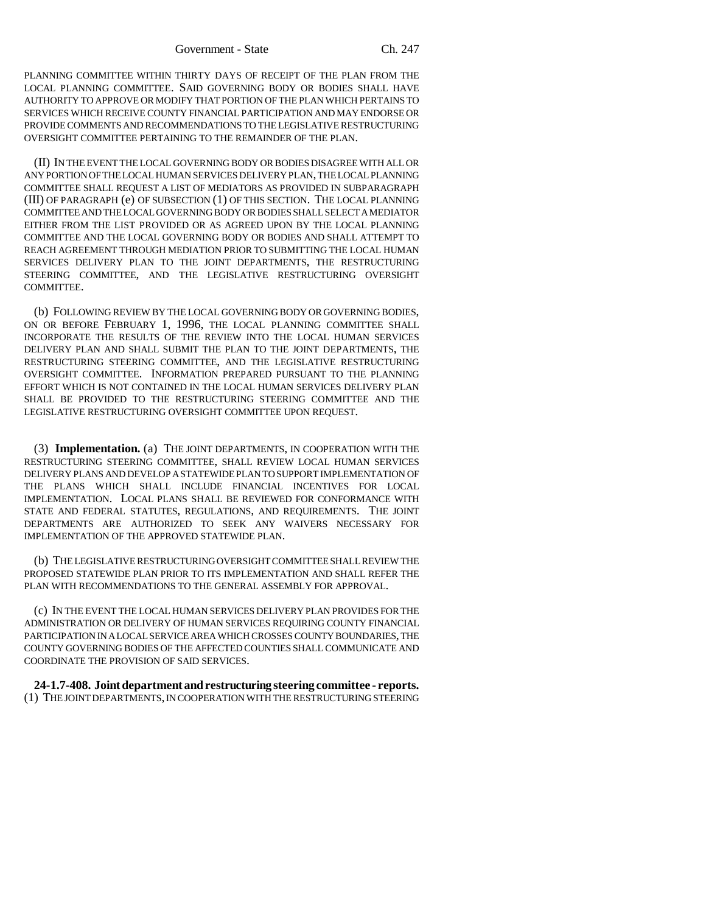PLANNING COMMITTEE WITHIN THIRTY DAYS OF RECEIPT OF THE PLAN FROM THE LOCAL PLANNING COMMITTEE. SAID GOVERNING BODY OR BODIES SHALL HAVE AUTHORITY TO APPROVE OR MODIFY THAT PORTION OF THE PLAN WHICH PERTAINS TO SERVICES WHICH RECEIVE COUNTY FINANCIAL PARTICIPATION AND MAY ENDORSE OR PROVIDE COMMENTS AND RECOMMENDATIONS TO THE LEGISLATIVE RESTRUCTURING OVERSIGHT COMMITTEE PERTAINING TO THE REMAINDER OF THE PLAN.

(II) IN THE EVENT THE LOCAL GOVERNING BODY OR BODIES DISAGREE WITH ALL OR ANY PORTION OF THE LOCAL HUMAN SERVICES DELIVERY PLAN, THE LOCAL PLANNING COMMITTEE SHALL REQUEST A LIST OF MEDIATORS AS PROVIDED IN SUBPARAGRAPH (III) OF PARAGRAPH (e) OF SUBSECTION (1) OF THIS SECTION. THE LOCAL PLANNING COMMITTEE AND THE LOCAL GOVERNING BODY OR BODIES SHALL SELECT A MEDIATOR EITHER FROM THE LIST PROVIDED OR AS AGREED UPON BY THE LOCAL PLANNING COMMITTEE AND THE LOCAL GOVERNING BODY OR BODIES AND SHALL ATTEMPT TO REACH AGREEMENT THROUGH MEDIATION PRIOR TO SUBMITTING THE LOCAL HUMAN SERVICES DELIVERY PLAN TO THE JOINT DEPARTMENTS, THE RESTRUCTURING STEERING COMMITTEE, AND THE LEGISLATIVE RESTRUCTURING OVERSIGHT COMMITTEE.

(b) FOLLOWING REVIEW BY THE LOCAL GOVERNING BODY OR GOVERNING BODIES, ON OR BEFORE FEBRUARY 1, 1996, THE LOCAL PLANNING COMMITTEE SHALL INCORPORATE THE RESULTS OF THE REVIEW INTO THE LOCAL HUMAN SERVICES DELIVERY PLAN AND SHALL SUBMIT THE PLAN TO THE JOINT DEPARTMENTS, THE RESTRUCTURING STEERING COMMITTEE, AND THE LEGISLATIVE RESTRUCTURING OVERSIGHT COMMITTEE. INFORMATION PREPARED PURSUANT TO THE PLANNING EFFORT WHICH IS NOT CONTAINED IN THE LOCAL HUMAN SERVICES DELIVERY PLAN SHALL BE PROVIDED TO THE RESTRUCTURING STEERING COMMITTEE AND THE LEGISLATIVE RESTRUCTURING OVERSIGHT COMMITTEE UPON REQUEST.

(3) **Implementation.** (a) THE JOINT DEPARTMENTS, IN COOPERATION WITH THE RESTRUCTURING STEERING COMMITTEE, SHALL REVIEW LOCAL HUMAN SERVICES DELIVERY PLANS AND DEVELOP A STATEWIDE PLAN TO SUPPORT IMPLEMENTATION OF THE PLANS WHICH SHALL INCLUDE FINANCIAL INCENTIVES FOR LOCAL IMPLEMENTATION. LOCAL PLANS SHALL BE REVIEWED FOR CONFORMANCE WITH STATE AND FEDERAL STATUTES, REGULATIONS, AND REQUIREMENTS. THE JOINT DEPARTMENTS ARE AUTHORIZED TO SEEK ANY WAIVERS NECESSARY FOR IMPLEMENTATION OF THE APPROVED STATEWIDE PLAN.

(b) THE LEGISLATIVE RESTRUCTURING OVERSIGHT COMMITTEE SHALL REVIEW THE PROPOSED STATEWIDE PLAN PRIOR TO ITS IMPLEMENTATION AND SHALL REFER THE PLAN WITH RECOMMENDATIONS TO THE GENERAL ASSEMBLY FOR APPROVAL.

(c) IN THE EVENT THE LOCAL HUMAN SERVICES DELIVERY PLAN PROVIDES FOR THE ADMINISTRATION OR DELIVERY OF HUMAN SERVICES REQUIRING COUNTY FINANCIAL PARTICIPATION IN A LOCAL SERVICE AREA WHICH CROSSES COUNTY BOUNDARIES, THE COUNTY GOVERNING BODIES OF THE AFFECTED COUNTIES SHALL COMMUNICATE AND COORDINATE THE PROVISION OF SAID SERVICES.

**24-1.7-408. Joint department and restructuring steering committee - reports.** (1) THE JOINT DEPARTMENTS, IN COOPERATION WITH THE RESTRUCTURING STEERING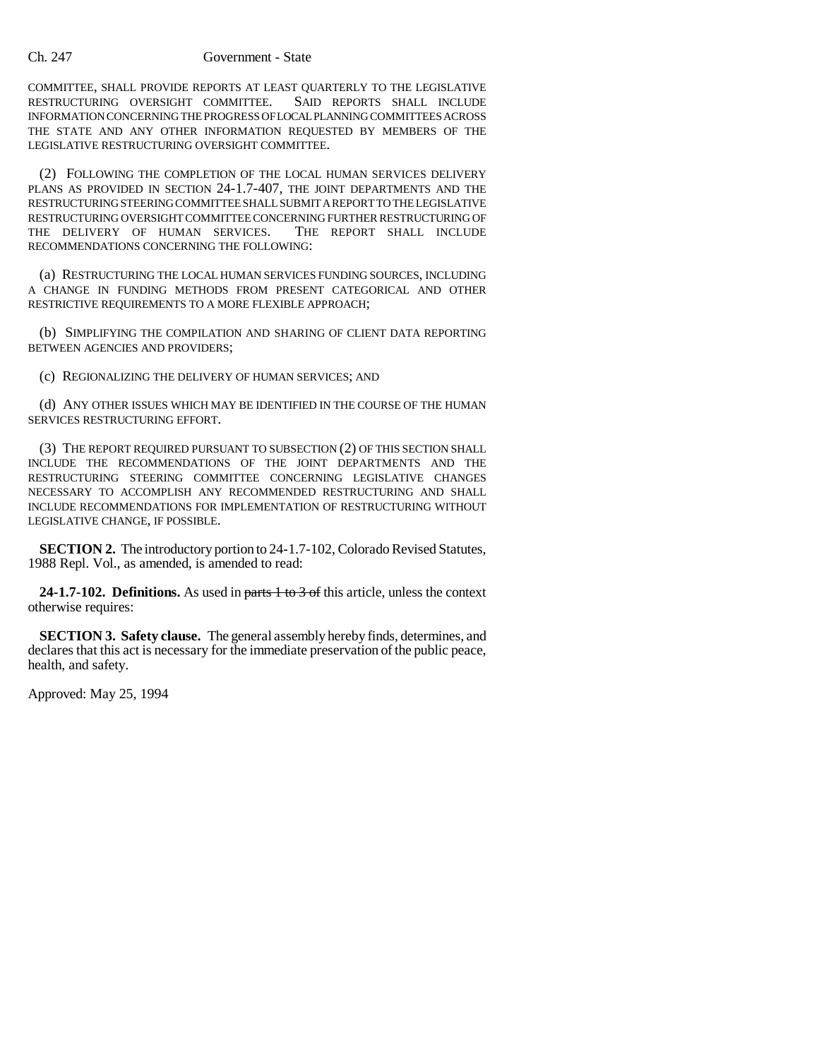COMMITTEE, SHALL PROVIDE REPORTS AT LEAST QUARTERLY TO THE LEGISLATIVE RESTRUCTURING OVERSIGHT COMMITTEE. SAID REPORTS SHALL INCLUDE INFORMATION CONCERNING THE PROGRESS OF LOCAL PLANNING COMMITTEES ACROSS THE STATE AND ANY OTHER INFORMATION REQUESTED BY MEMBERS OF THE LEGISLATIVE RESTRUCTURING OVERSIGHT COMMITTEE.

(2) FOLLOWING THE COMPLETION OF THE LOCAL HUMAN SERVICES DELIVERY PLANS AS PROVIDED IN SECTION 24-1.7-407, THE JOINT DEPARTMENTS AND THE RESTRUCTURING STEERING COMMITTEE SHALL SUBMIT A REPORT TO THE LEGISLATIVE RESTRUCTURING OVERSIGHT COMMITTEE CONCERNING FURTHER RESTRUCTURING OF THE DELIVERY OF HUMAN SERVICES. THE REPORT SHALL INCLUDE RECOMMENDATIONS CONCERNING THE FOLLOWING:

(a) RESTRUCTURING THE LOCAL HUMAN SERVICES FUNDING SOURCES, INCLUDING A CHANGE IN FUNDING METHODS FROM PRESENT CATEGORICAL AND OTHER RESTRICTIVE REQUIREMENTS TO A MORE FLEXIBLE APPROACH;

(b) SIMPLIFYING THE COMPILATION AND SHARING OF CLIENT DATA REPORTING BETWEEN AGENCIES AND PROVIDERS;

(c) REGIONALIZING THE DELIVERY OF HUMAN SERVICES; AND

(d) ANY OTHER ISSUES WHICH MAY BE IDENTIFIED IN THE COURSE OF THE HUMAN SERVICES RESTRUCTURING EFFORT.

(3) THE REPORT REQUIRED PURSUANT TO SUBSECTION (2) OF THIS SECTION SHALL INCLUDE THE RECOMMENDATIONS OF THE JOINT DEPARTMENTS AND THE RESTRUCTURING STEERING COMMITTEE CONCERNING LEGISLATIVE CHANGES NECESSARY TO ACCOMPLISH ANY RECOMMENDED RESTRUCTURING AND SHALL INCLUDE RECOMMENDATIONS FOR IMPLEMENTATION OF RESTRUCTURING WITHOUT LEGISLATIVE CHANGE, IF POSSIBLE.

**SECTION 2.** The introductory portion to 24-1.7-102, Colorado Revised Statutes, 1988 Repl. Vol., as amended, is amended to read:

**24-1.7-102. Definitions.** As used in ~~parts 1 to 3 of~~ this article, unless the context otherwise requires:

**SECTION 3. Safety clause.** The general assembly hereby finds, determines, and declares that this act is necessary for the immediate preservation of the public peace, health, and safety.

Approved: May 25, 1994